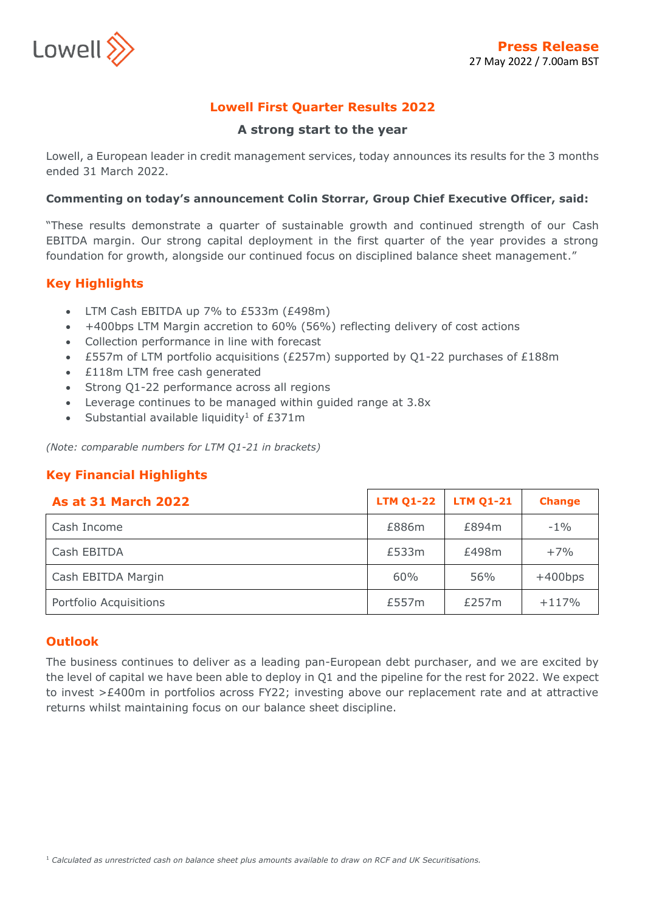**Press Release**
27 May 2022 / 7.00am BST

# Lowell First Quarter Results 2022

## A strong start to the year

Lowell, a European leader in credit management services, today announces its results for the 3 months ended 31 March 2022.

**Commenting on today's announcement Colin Storrar, Group Chief Executive Officer, said:**

"These results demonstrate a quarter of sustainable growth and continued strength of our Cash EBITDA margin. Our strong capital deployment in the first quarter of the year provides a strong foundation for growth, alongside our continued focus on disciplined balance sheet management."

## Key Highlights

- LTM Cash EBITDA up 7% to £533m (£498m)
- +400bps LTM Margin accretion to 60% (56%) reflecting delivery of cost actions
- Collection performance in line with forecast
- £557m of LTM portfolio acquisitions (£257m) supported by Q1-22 purchases of £188m
- £118m LTM free cash generated
- Strong Q1-22 performance across all regions
- Leverage continues to be managed within guided range at 3.8x
- Substantial available liquidity[1] of £371m

*(Note: comparable numbers for LTM Q1-21 in brackets)*

## Key Financial Highlights

| As at 31 March 2022 | LTM Q1-22 | LTM Q1-21 | Change |
|---|---|---|---|
| Cash Income | £886m | £894m | -1% |
| Cash EBITDA | £533m | £498m | +7% |
| Cash EBITDA Margin | 60% | 56% | +400bps |
| Portfolio Acquisitions | £557m | £257m | +117% |

## Outlook

The business continues to deliver as a leading pan-European debt purchaser, and we are excited by the level of capital we have been able to deploy in Q1 and the pipeline for the rest for 2022. We expect to invest >£400m in portfolios across FY22; investing above our replacement rate and at attractive returns whilst maintaining focus on our balance sheet discipline.

[1] *Calculated as unrestricted cash on balance sheet plus amounts available to draw on RCF and UK Securitisations.*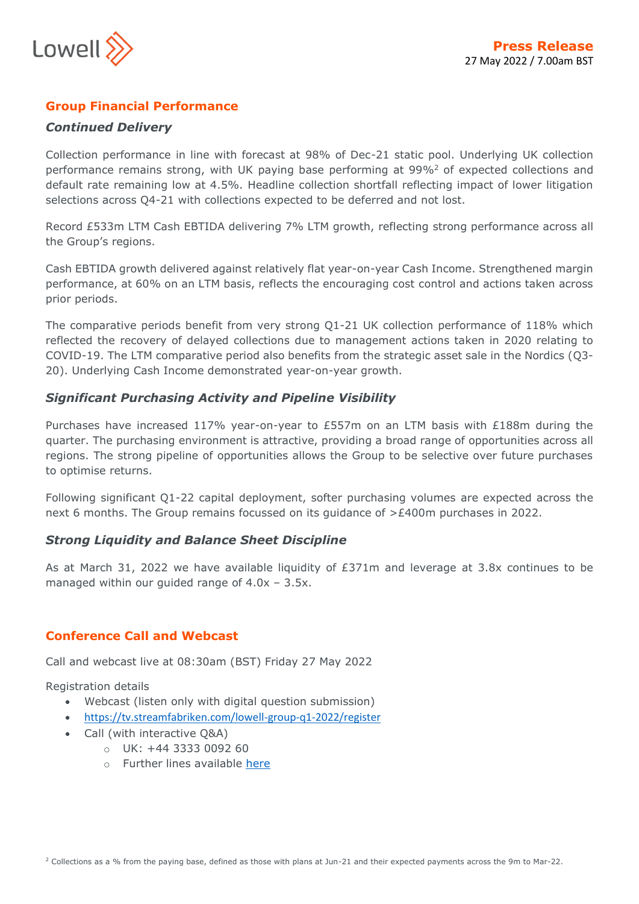## Group Financial Performance

### *Continued Delivery*

Collection performance in line with forecast at 98% of Dec-21 static pool. Underlying UK collection performance remains strong, with UK paying base performing at 99%[2] of expected collections and default rate remaining low at 4.5%. Headline collection shortfall reflecting impact of lower litigation selections across Q4-21 with collections expected to be deferred and not lost.

Record £533m LTM Cash EBTIDA delivering 7% LTM growth, reflecting strong performance across all the Group's regions.

Cash EBTIDA growth delivered against relatively flat year-on-year Cash Income. Strengthened margin performance, at 60% on an LTM basis, reflects the encouraging cost control and actions taken across prior periods.

The comparative periods benefit from very strong Q1-21 UK collection performance of 118% which reflected the recovery of delayed collections due to management actions taken in 2020 relating to COVID-19. The LTM comparative period also benefits from the strategic asset sale in the Nordics (Q3-20). Underlying Cash Income demonstrated year-on-year growth.

### *Significant Purchasing Activity and Pipeline Visibility*

Purchases have increased 117% year-on-year to £557m on an LTM basis with £188m during the quarter. The purchasing environment is attractive, providing a broad range of opportunities across all regions. The strong pipeline of opportunities allows the Group to be selective over future purchases to optimise returns.

Following significant Q1-22 capital deployment, softer purchasing volumes are expected across the next 6 months. The Group remains focussed on its guidance of >£400m purchases in 2022.

### *Strong Liquidity and Balance Sheet Discipline*

As at March 31, 2022 we have available liquidity of £371m and leverage at 3.8x continues to be managed within our guided range of 4.0x – 3.5x.

## Conference Call and Webcast

Call and webcast live at 08:30am (BST) Friday 27 May 2022

Registration details

- Webcast (listen only with digital question submission)
- https://tv.streamfabriken.com/lowell-group-q1-2022/register
- Call (with interactive Q&A)
  - UK: +44 3333 0092 60
  - Further lines available here

[2] Collections as a % from the paying base, defined as those with plans at Jun-21 and their expected payments across the 9m to Mar-22.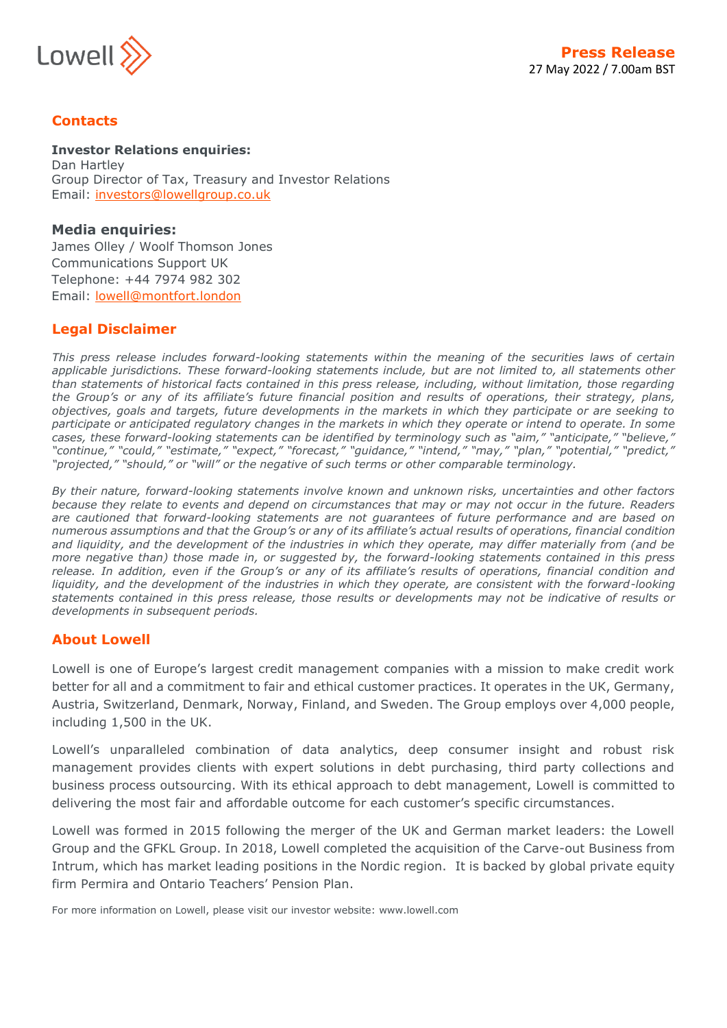**Press Release**
27 May 2022 / 7.00am BST

## Contacts

**Investor Relations enquiries:**
Dan Hartley
Group Director of Tax, Treasury and Investor Relations
Email: investors@lowellgroup.co.uk

### Media enquiries:

James Olley / Woolf Thomson Jones
Communications Support UK
Telephone: +44 7974 982 302
Email: lowell@montfort.london

## Legal Disclaimer

*This press release includes forward-looking statements within the meaning of the securities laws of certain applicable jurisdictions. These forward-looking statements include, but are not limited to, all statements other than statements of historical facts contained in this press release, including, without limitation, those regarding the Group's or any of its affiliate's future financial position and results of operations, their strategy, plans, objectives, goals and targets, future developments in the markets in which they participate or are seeking to participate or anticipated regulatory changes in the markets in which they operate or intend to operate. In some cases, these forward-looking statements can be identified by terminology such as "aim," "anticipate," "believe," "continue," "could," "estimate," "expect," "forecast," "guidance," "intend," "may," "plan," "potential," "predict," "projected," "should," or "will" or the negative of such terms or other comparable terminology.*

*By their nature, forward-looking statements involve known and unknown risks, uncertainties and other factors because they relate to events and depend on circumstances that may or may not occur in the future. Readers are cautioned that forward-looking statements are not guarantees of future performance and are based on numerous assumptions and that the Group's or any of its affiliate's actual results of operations, financial condition and liquidity, and the development of the industries in which they operate, may differ materially from (and be more negative than) those made in, or suggested by, the forward-looking statements contained in this press release. In addition, even if the Group's or any of its affiliate's results of operations, financial condition and liquidity, and the development of the industries in which they operate, are consistent with the forward-looking statements contained in this press release, those results or developments may not be indicative of results or developments in subsequent periods.*

## About Lowell

Lowell is one of Europe's largest credit management companies with a mission to make credit work better for all and a commitment to fair and ethical customer practices. It operates in the UK, Germany, Austria, Switzerland, Denmark, Norway, Finland, and Sweden. The Group employs over 4,000 people, including 1,500 in the UK.

Lowell's unparalleled combination of data analytics, deep consumer insight and robust risk management provides clients with expert solutions in debt purchasing, third party collections and business process outsourcing. With its ethical approach to debt management, Lowell is committed to delivering the most fair and affordable outcome for each customer's specific circumstances.

Lowell was formed in 2015 following the merger of the UK and German market leaders: the Lowell Group and the GFKL Group. In 2018, Lowell completed the acquisition of the Carve-out Business from Intrum, which has market leading positions in the Nordic region. It is backed by global private equity firm Permira and Ontario Teachers' Pension Plan.

For more information on Lowell, please visit our investor website: www.lowell.com